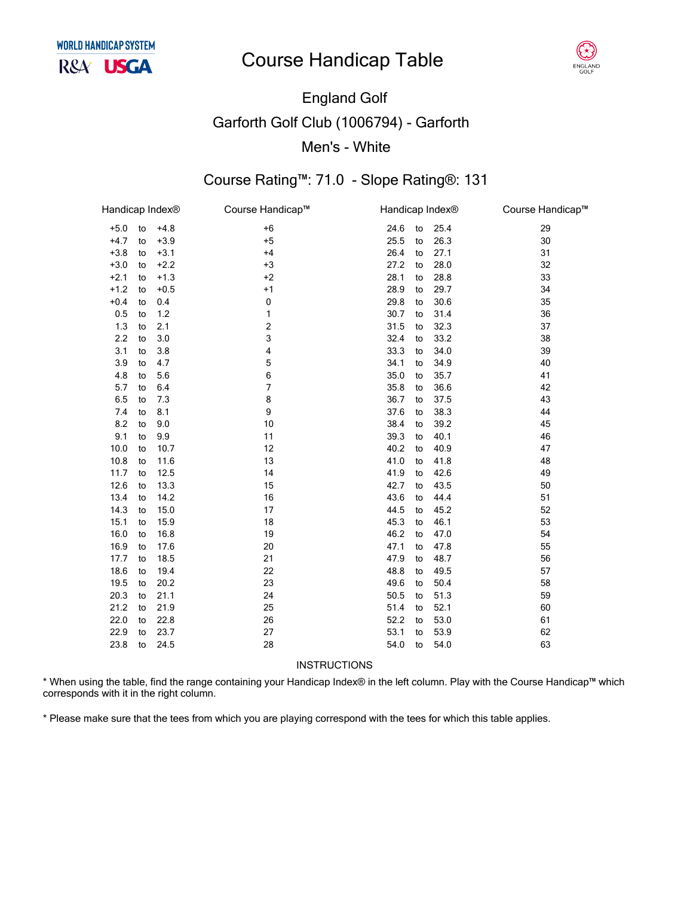WORLD HANDICAP SYSTEM

R&A USGA

# Course Handicap Table

ENGLAND GOLF

## England Golf

## Garforth Golf Club (1006794) - Garforth

## Men's - White

### Course Rating™: 71.0 - Slope Rating®: 131

| Handicap Index® | | | Course Handicap™ | Handicap Index® | | | Course Handicap™ |
|---|---|---|---|---|---|---|---|
| +5.0 | to | +4.8 | +6 | 24.6 | to | 25.4 | 29 |
| +4.7 | to | +3.9 | +5 | 25.5 | to | 26.3 | 30 |
| +3.8 | to | +3.1 | +4 | 26.4 | to | 27.1 | 31 |
| +3.0 | to | +2.2 | +3 | 27.2 | to | 28.0 | 32 |
| +2.1 | to | +1.3 | +2 | 28.1 | to | 28.8 | 33 |
| +1.2 | to | +0.5 | +1 | 28.9 | to | 29.7 | 34 |
| +0.4 | to | 0.4 | 0 | 29.8 | to | 30.6 | 35 |
| 0.5 | to | 1.2 | 1 | 30.7 | to | 31.4 | 36 |
| 1.3 | to | 2.1 | 2 | 31.5 | to | 32.3 | 37 |
| 2.2 | to | 3.0 | 3 | 32.4 | to | 33.2 | 38 |
| 3.1 | to | 3.8 | 4 | 33.3 | to | 34.0 | 39 |
| 3.9 | to | 4.7 | 5 | 34.1 | to | 34.9 | 40 |
| 4.8 | to | 5.6 | 6 | 35.0 | to | 35.7 | 41 |
| 5.7 | to | 6.4 | 7 | 35.8 | to | 36.6 | 42 |
| 6.5 | to | 7.3 | 8 | 36.7 | to | 37.5 | 43 |
| 7.4 | to | 8.1 | 9 | 37.6 | to | 38.3 | 44 |
| 8.2 | to | 9.0 | 10 | 38.4 | to | 39.2 | 45 |
| 9.1 | to | 9.9 | 11 | 39.3 | to | 40.1 | 46 |
| 10.0 | to | 10.7 | 12 | 40.2 | to | 40.9 | 47 |
| 10.8 | to | 11.6 | 13 | 41.0 | to | 41.8 | 48 |
| 11.7 | to | 12.5 | 14 | 41.9 | to | 42.6 | 49 |
| 12.6 | to | 13.3 | 15 | 42.7 | to | 43.5 | 50 |
| 13.4 | to | 14.2 | 16 | 43.6 | to | 44.4 | 51 |
| 14.3 | to | 15.0 | 17 | 44.5 | to | 45.2 | 52 |
| 15.1 | to | 15.9 | 18 | 45.3 | to | 46.1 | 53 |
| 16.0 | to | 16.8 | 19 | 46.2 | to | 47.0 | 54 |
| 16.9 | to | 17.6 | 20 | 47.1 | to | 47.8 | 55 |
| 17.7 | to | 18.5 | 21 | 47.9 | to | 48.7 | 56 |
| 18.6 | to | 19.4 | 22 | 48.8 | to | 49.5 | 57 |
| 19.5 | to | 20.2 | 23 | 49.6 | to | 50.4 | 58 |
| 20.3 | to | 21.1 | 24 | 50.5 | to | 51.3 | 59 |
| 21.2 | to | 21.9 | 25 | 51.4 | to | 52.1 | 60 |
| 22.0 | to | 22.8 | 26 | 52.2 | to | 53.0 | 61 |
| 22.9 | to | 23.7 | 27 | 53.1 | to | 53.9 | 62 |
| 23.8 | to | 24.5 | 28 | 54.0 | to | 54.0 | 63 |

INSTRUCTIONS

* When using the table, find the range containing your Handicap Index® in the left column. Play with the Course Handicap™ which corresponds with it in the right column.

* Please make sure that the tees from which you are playing correspond with the tees for which this table applies.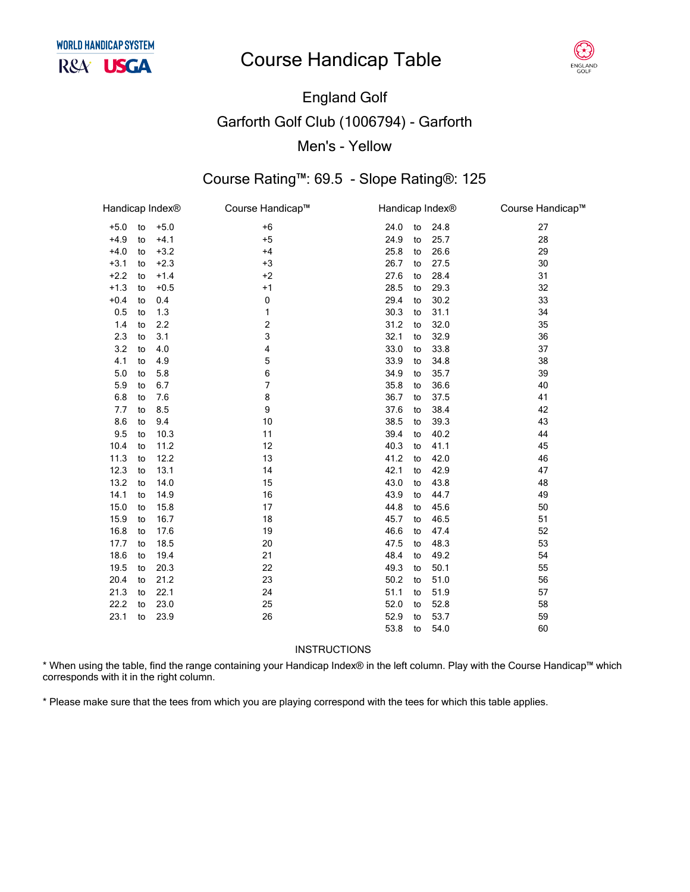# Course Handicap Table

## England Golf

## Garforth Golf Club (1006794) - Garforth

## Men's - Yellow

### Course Rating™: 69.5 - Slope Rating®: 125

| Handicap Index® | Course Handicap™ | Handicap Index® | Course Handicap™ |
|---|---|---|---|
| +5.0 to +5.0 | +6 | 24.0 to 24.8 | 27 |
| +4.9 to +4.1 | +5 | 24.9 to 25.7 | 28 |
| +4.0 to +3.2 | +4 | 25.8 to 26.6 | 29 |
| +3.1 to +2.3 | +3 | 26.7 to 27.5 | 30 |
| +2.2 to +1.4 | +2 | 27.6 to 28.4 | 31 |
| +1.3 to +0.5 | +1 | 28.5 to 29.3 | 32 |
| +0.4 to 0.4 | 0 | 29.4 to 30.2 | 33 |
| 0.5 to 1.3 | 1 | 30.3 to 31.1 | 34 |
| 1.4 to 2.2 | 2 | 31.2 to 32.0 | 35 |
| 2.3 to 3.1 | 3 | 32.1 to 32.9 | 36 |
| 3.2 to 4.0 | 4 | 33.0 to 33.8 | 37 |
| 4.1 to 4.9 | 5 | 33.9 to 34.8 | 38 |
| 5.0 to 5.8 | 6 | 34.9 to 35.7 | 39 |
| 5.9 to 6.7 | 7 | 35.8 to 36.6 | 40 |
| 6.8 to 7.6 | 8 | 36.7 to 37.5 | 41 |
| 7.7 to 8.5 | 9 | 37.6 to 38.4 | 42 |
| 8.6 to 9.4 | 10 | 38.5 to 39.3 | 43 |
| 9.5 to 10.3 | 11 | 39.4 to 40.2 | 44 |
| 10.4 to 11.2 | 12 | 40.3 to 41.1 | 45 |
| 11.3 to 12.2 | 13 | 41.2 to 42.0 | 46 |
| 12.3 to 13.1 | 14 | 42.1 to 42.9 | 47 |
| 13.2 to 14.0 | 15 | 43.0 to 43.8 | 48 |
| 14.1 to 14.9 | 16 | 43.9 to 44.7 | 49 |
| 15.0 to 15.8 | 17 | 44.8 to 45.6 | 50 |
| 15.9 to 16.7 | 18 | 45.7 to 46.5 | 51 |
| 16.8 to 17.6 | 19 | 46.6 to 47.4 | 52 |
| 17.7 to 18.5 | 20 | 47.5 to 48.3 | 53 |
| 18.6 to 19.4 | 21 | 48.4 to 49.2 | 54 |
| 19.5 to 20.3 | 22 | 49.3 to 50.1 | 55 |
| 20.4 to 21.2 | 23 | 50.2 to 51.0 | 56 |
| 21.3 to 22.1 | 24 | 51.1 to 51.9 | 57 |
| 22.2 to 23.0 | 25 | 52.0 to 52.8 | 58 |
| 23.1 to 23.9 | 26 | 52.9 to 53.7 | 59 |
| | | 53.8 to 54.0 | 60 |

INSTRUCTIONS

* When using the table, find the range containing your Handicap Index® in the left column. Play with the Course Handicap™ which corresponds with it in the right column.

* Please make sure that the tees from which you are playing correspond with the tees for which this table applies.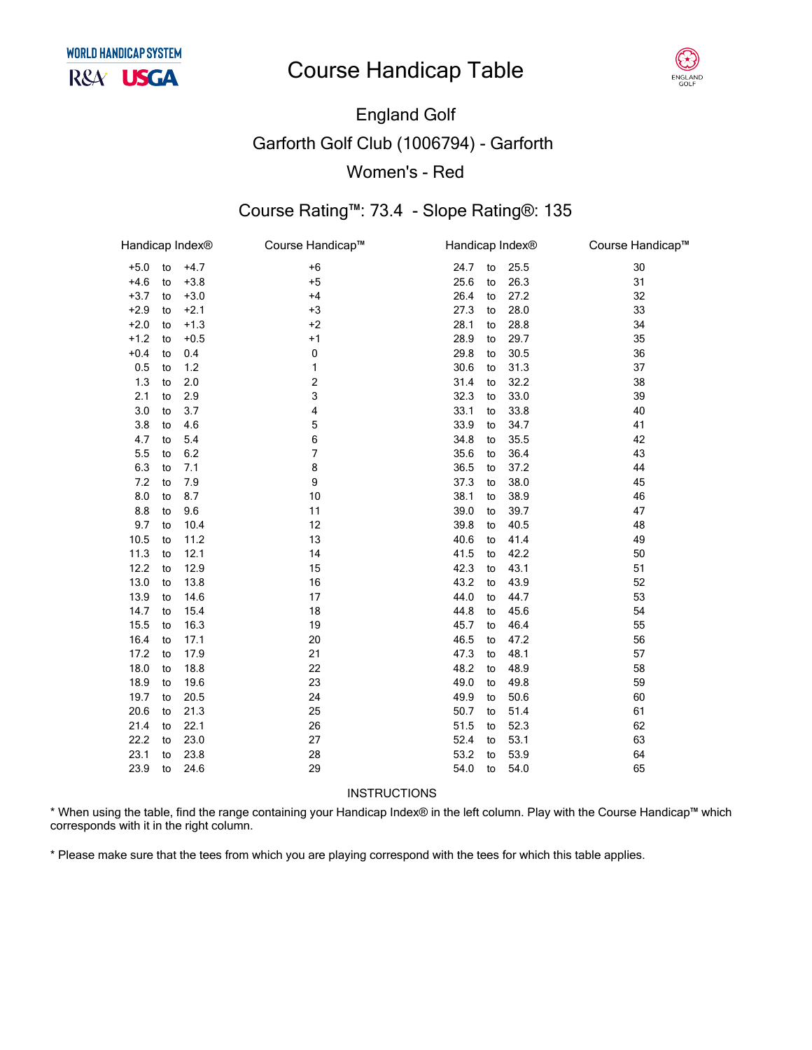WORLD HANDICAP SYSTEM

R&A USGA

# Course Handicap Table

ENGLAND GOLF

## England Golf

## Garforth Golf Club (1006794) - Garforth

## Women's - Red

### Course Rating™: 73.4 - Slope Rating®: 135

| Handicap Index® | | | Course Handicap™ | Handicap Index® | | | Course Handicap™ |
|---|---|---|---|---|---|---|---|
| +5.0 | to | +4.7 | +6 | 24.7 | to | 25.5 | 30 |
| +4.6 | to | +3.8 | +5 | 25.6 | to | 26.3 | 31 |
| +3.7 | to | +3.0 | +4 | 26.4 | to | 27.2 | 32 |
| +2.9 | to | +2.1 | +3 | 27.3 | to | 28.0 | 33 |
| +2.0 | to | +1.3 | +2 | 28.1 | to | 28.8 | 34 |
| +1.2 | to | +0.5 | +1 | 28.9 | to | 29.7 | 35 |
| +0.4 | to | 0.4 | 0 | 29.8 | to | 30.5 | 36 |
| 0.5 | to | 1.2 | 1 | 30.6 | to | 31.3 | 37 |
| 1.3 | to | 2.0 | 2 | 31.4 | to | 32.2 | 38 |
| 2.1 | to | 2.9 | 3 | 32.3 | to | 33.0 | 39 |
| 3.0 | to | 3.7 | 4 | 33.1 | to | 33.8 | 40 |
| 3.8 | to | 4.6 | 5 | 33.9 | to | 34.7 | 41 |
| 4.7 | to | 5.4 | 6 | 34.8 | to | 35.5 | 42 |
| 5.5 | to | 6.2 | 7 | 35.6 | to | 36.4 | 43 |
| 6.3 | to | 7.1 | 8 | 36.5 | to | 37.2 | 44 |
| 7.2 | to | 7.9 | 9 | 37.3 | to | 38.0 | 45 |
| 8.0 | to | 8.7 | 10 | 38.1 | to | 38.9 | 46 |
| 8.8 | to | 9.6 | 11 | 39.0 | to | 39.7 | 47 |
| 9.7 | to | 10.4 | 12 | 39.8 | to | 40.5 | 48 |
| 10.5 | to | 11.2 | 13 | 40.6 | to | 41.4 | 49 |
| 11.3 | to | 12.1 | 14 | 41.5 | to | 42.2 | 50 |
| 12.2 | to | 12.9 | 15 | 42.3 | to | 43.1 | 51 |
| 13.0 | to | 13.8 | 16 | 43.2 | to | 43.9 | 52 |
| 13.9 | to | 14.6 | 17 | 44.0 | to | 44.7 | 53 |
| 14.7 | to | 15.4 | 18 | 44.8 | to | 45.6 | 54 |
| 15.5 | to | 16.3 | 19 | 45.7 | to | 46.4 | 55 |
| 16.4 | to | 17.1 | 20 | 46.5 | to | 47.2 | 56 |
| 17.2 | to | 17.9 | 21 | 47.3 | to | 48.1 | 57 |
| 18.0 | to | 18.8 | 22 | 48.2 | to | 48.9 | 58 |
| 18.9 | to | 19.6 | 23 | 49.0 | to | 49.8 | 59 |
| 19.7 | to | 20.5 | 24 | 49.9 | to | 50.6 | 60 |
| 20.6 | to | 21.3 | 25 | 50.7 | to | 51.4 | 61 |
| 21.4 | to | 22.1 | 26 | 51.5 | to | 52.3 | 62 |
| 22.2 | to | 23.0 | 27 | 52.4 | to | 53.1 | 63 |
| 23.1 | to | 23.8 | 28 | 53.2 | to | 53.9 | 64 |
| 23.9 | to | 24.6 | 29 | 54.0 | to | 54.0 | 65 |

INSTRUCTIONS

* When using the table, find the range containing your Handicap Index® in the left column. Play with the Course Handicap™ which corresponds with it in the right column.

* Please make sure that the tees from which you are playing correspond with the tees for which this table applies.